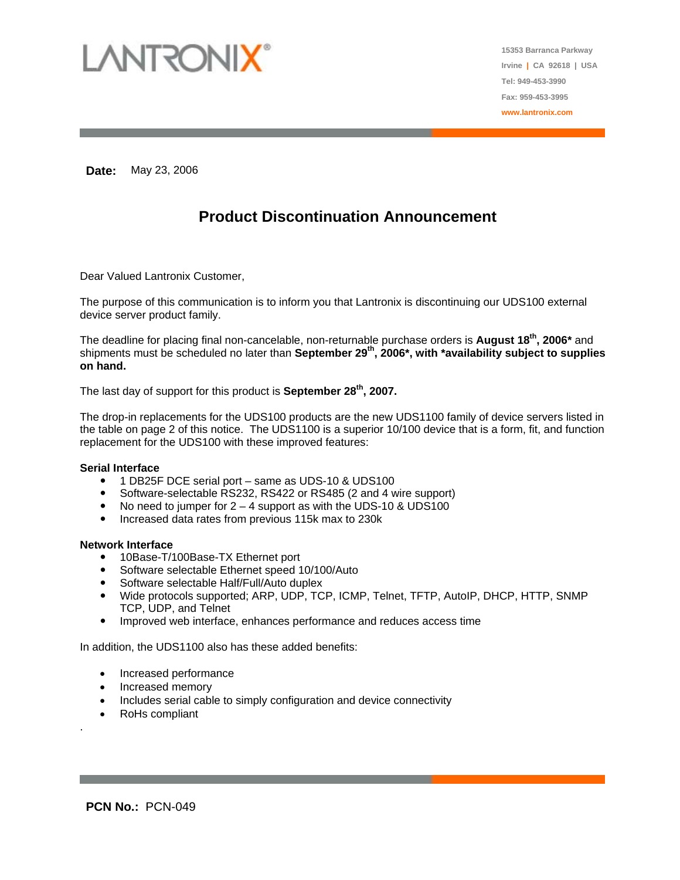LANTRONIX®

15353 Barranca Parkway
Irvine | CA 92618 | USA
Tel: 949-453-3990
Fax: 959-453-3995
www.lantronix.com

**Date:** May 23, 2006

# Product Discontinuation Announcement

Dear Valued Lantronix Customer,

The purpose of this communication is to inform you that Lantronix is discontinuing our UDS100 external device server product family.

The deadline for placing final non-cancelable, non-returnable purchase orders is **August 18th, 2006*** and shipments must be scheduled no later than **September 29th, 2006*, with *availability subject to supplies on hand.**

The last day of support for this product is **September 28th, 2007.**

The drop-in replacements for the UDS100 products are the new UDS1100 family of device servers listed in the table on page 2 of this notice. The UDS1100 is a superior 10/100 device that is a form, fit, and function replacement for the UDS100 with these improved features:

**Serial Interface**

- 1 DB25F DCE serial port – same as UDS-10 & UDS100
- Software-selectable RS232, RS422 or RS485 (2 and 4 wire support)
- No need to jumper for 2 – 4 support as with the UDS-10 & UDS100
- Increased data rates from previous 115k max to 230k

**Network Interface**

- 10Base-T/100Base-TX Ethernet port
- Software selectable Ethernet speed 10/100/Auto
- Software selectable Half/Full/Auto duplex
- Wide protocols supported; ARP, UDP, TCP, ICMP, Telnet, TFTP, AutoIP, DHCP, HTTP, SNMP TCP, UDP, and Telnet
- Improved web interface, enhances performance and reduces access time

In addition, the UDS1100 also has these added benefits:

- Increased performance
- Increased memory
- Includes serial cable to simply configuration and device connectivity
- RoHs compliant

.

**PCN No.:** PCN-049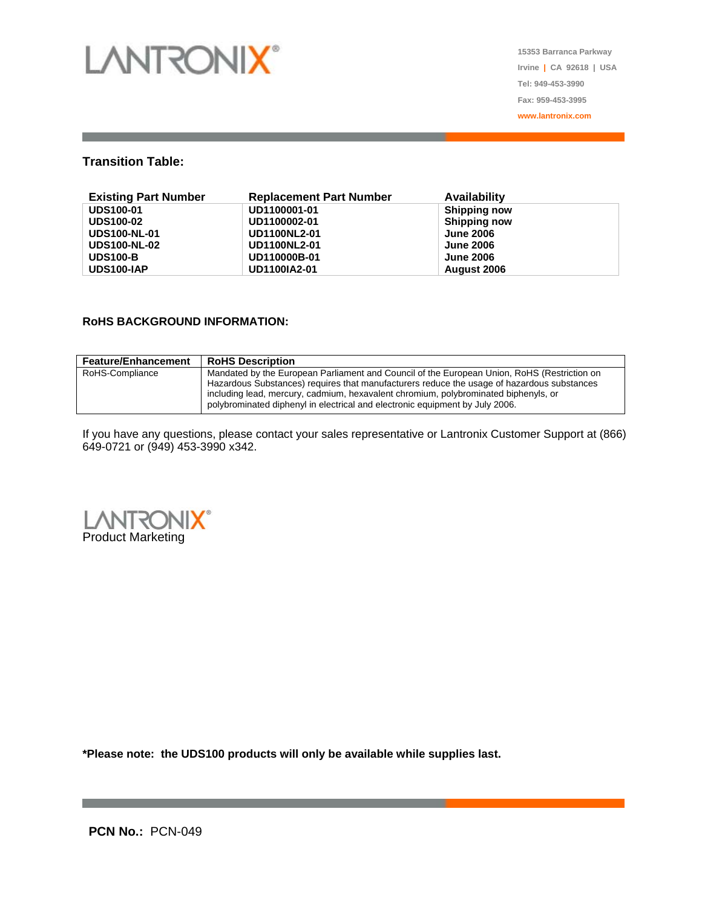LANTRONIX®

15353 Barranca Parkway
Irvine | CA 92618 | USA
Tel: 949-453-3990
Fax: 959-453-3995
www.lantronix.com

## Transition Table:

| Existing Part Number | Replacement Part Number | Availability |
|---|---|---|
| **UDS100-01** | **UD1100001-01** | **Shipping now** |
| **UDS100-02** | **UD1100002-01** | **Shipping now** |
| **UDS100-NL-01** | **UD1100NL2-01** | **June 2006** |
| **UDS100-NL-02** | **UD1100NL2-01** | **June 2006** |
| **UDS100-B** | **UD110000B-01** | **June 2006** |
| **UDS100-IAP** | **UD1100IA2-01** | **August 2006** |

### RoHS BACKGROUND INFORMATION:

| Feature/Enhancement | RoHS Description |
|---|---|
| RoHS-Compliance | Mandated by the European Parliament and Council of the European Union, RoHS (Restriction on Hazardous Substances) requires that manufacturers reduce the usage of hazardous substances including lead, mercury, cadmium, hexavalent chromium, polybrominated biphenyls, or polybrominated diphenyl in electrical and electronic equipment by July 2006. |

If you have any questions, please contact your sales representative or Lantronix Customer Support at (866) 649-0721 or (949) 453-3990 x342.

LANTRONIX®
Product Marketing

**\*Please note: the UDS100 products will only be available while supplies last.**

**PCN No.:** PCN-049